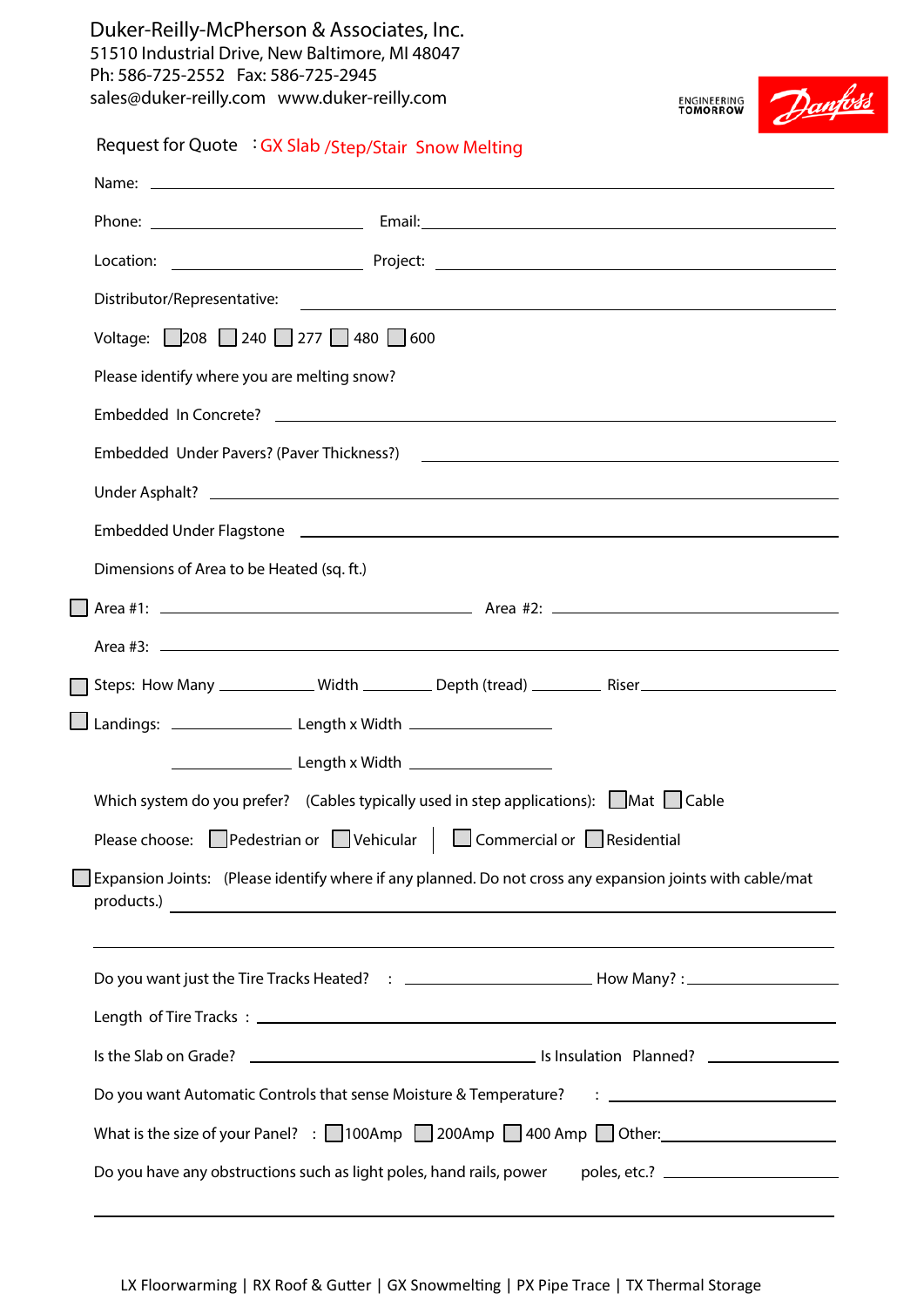Duker-Reilly-McPherson & Associates, Inc.
51510 Industrial Drive, New Baltimore, MI 48047
Ph: 586-725-2552 Fax: 586-725-2945
sales@duker-reilly.com www.duker-reilly.com

ENGINEERING TOMORROW

Danfoss

## Request for Quote : GX Slab /Step/Stair Snow Melting

Name: ______________________________________________

Phone: ____________________ Email: ____________________

Location: ____________________ Project: ____________________

Distributor/Representative: ____________________

Voltage: ☐ 208 ☐ 240 ☐ 277 ☐ 480 ☐ 600

Please identify where you are melting snow?

Embedded In Concrete? ____________________

Embedded Under Pavers? (Paver Thickness?) ____________________

Under Asphalt? ____________________

Embedded Under Flagstone ____________________

Dimensions of Area to be Heated (sq. ft.)

☐ Area #1: ____________________ Area #2: ____________________

Area #3: ____________________

☐ Steps: How Many __________ Width __________ Depth (tread) __________ Riser __________

☐ Landings: __________ Length x Width __________

__________ Length x Width __________

Which system do you prefer? (Cables typically used in step applications): ☐ Mat ☐ Cable

Please choose: ☐ Pedestrian or ☐ Vehicular | ☐ Commercial or ☐ Residential

☐ Expansion Joints: (Please identify where if any planned. Do not cross any expansion joints with cable/mat products.) ____________________

______________________________________________

Do you want just the Tire Tracks Heated? : ____________________ How Many? : __________

Length of Tire Tracks : ____________________

Is the Slab on Grade? ____________________ Is Insulation Planned? __________

Do you want Automatic Controls that sense Moisture & Temperature? : ____________________

What is the size of your Panel? : ☐ 100Amp ☐ 200Amp ☐ 400 Amp ☐ Other: __________

Do you have any obstructions such as light poles, hand rails, power poles, etc.? ____________________

______________________________________________

LX Floorwarming | RX Roof & Gutter | GX Snowmelting | PX Pipe Trace | TX Thermal Storage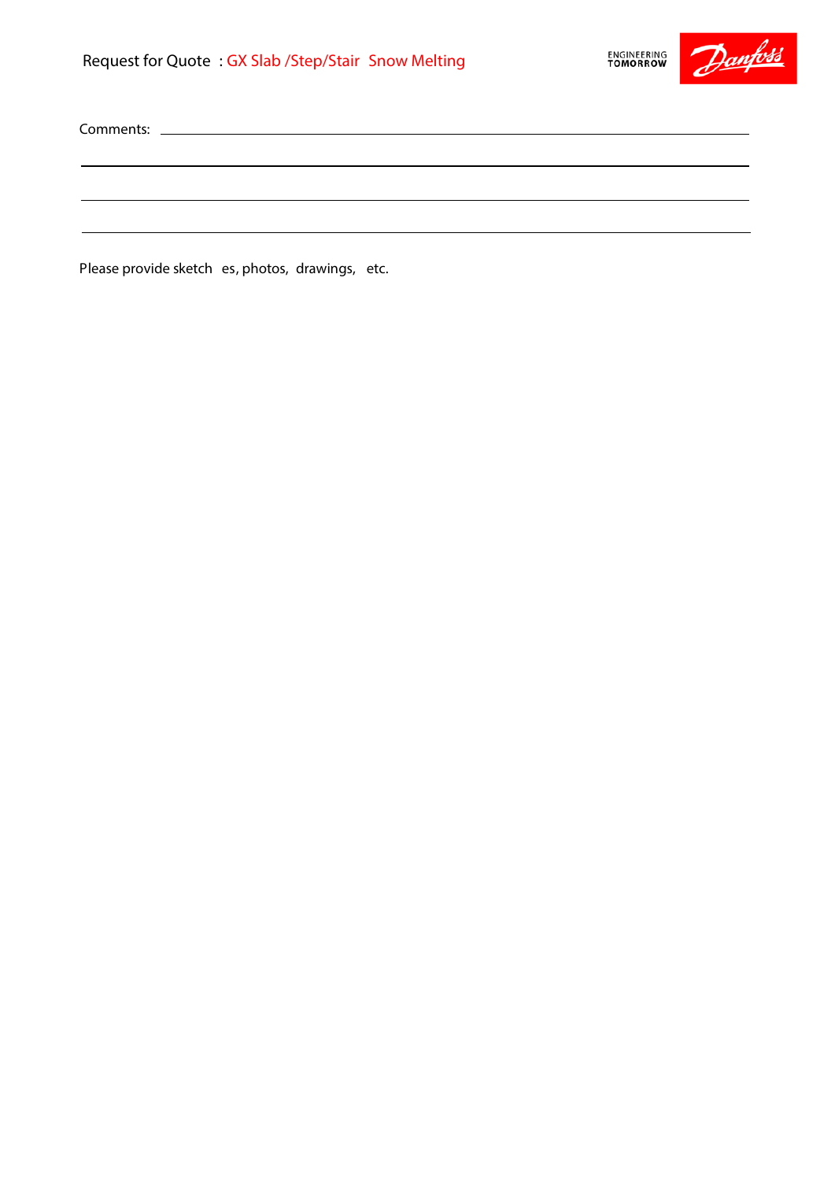Request for Quote : GX Slab /Step/Stair Snow Melting

Comments: ____________________________________________

____________________________________________

____________________________________________

____________________________________________

Please provide sketches, photos, drawings, etc.